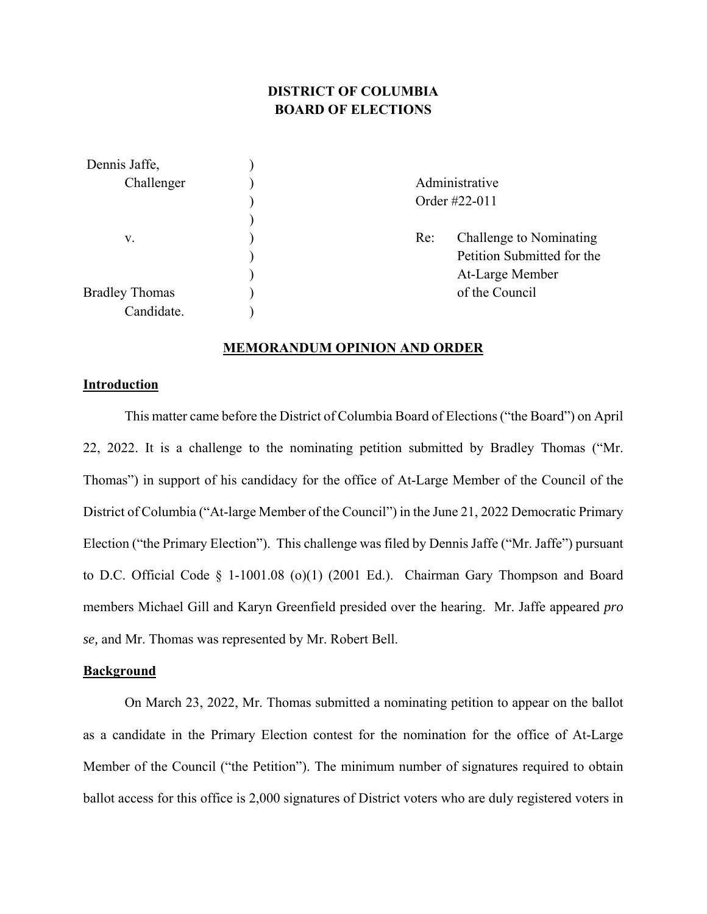# DISTRICT OF COLUMBIA
# BOARD OF ELECTIONS

| | | |
|---|---|---|
| Dennis Jaffe, | ) | |
| Challenger | ) | Administrative |
| | ) | Order #22-011 |
| | ) | |
| v. | ) | Re: Challenge to Nominating |
| | ) | Petition Submitted for the |
| | ) | At-Large Member |
| Bradley Thomas | ) | of the Council |
| Candidate. | ) | |

## MEMORANDUM OPINION AND ORDER

### Introduction

This matter came before the District of Columbia Board of Elections ("the Board") on April 22, 2022. It is a challenge to the nominating petition submitted by Bradley Thomas ("Mr. Thomas") in support of his candidacy for the office of At-Large Member of the Council of the District of Columbia ("At-large Member of the Council") in the June 21, 2022 Democratic Primary Election ("the Primary Election"). This challenge was filed by Dennis Jaffe ("Mr. Jaffe") pursuant to D.C. Official Code § 1-1001.08 (o)(1) (2001 Ed.). Chairman Gary Thompson and Board members Michael Gill and Karyn Greenfield presided over the hearing. Mr. Jaffe appeared *pro se,* and Mr. Thomas was represented by Mr. Robert Bell.

### Background

On March 23, 2022, Mr. Thomas submitted a nominating petition to appear on the ballot as a candidate in the Primary Election contest for the nomination for the office of At-Large Member of the Council ("the Petition"). The minimum number of signatures required to obtain ballot access for this office is 2,000 signatures of District voters who are duly registered voters in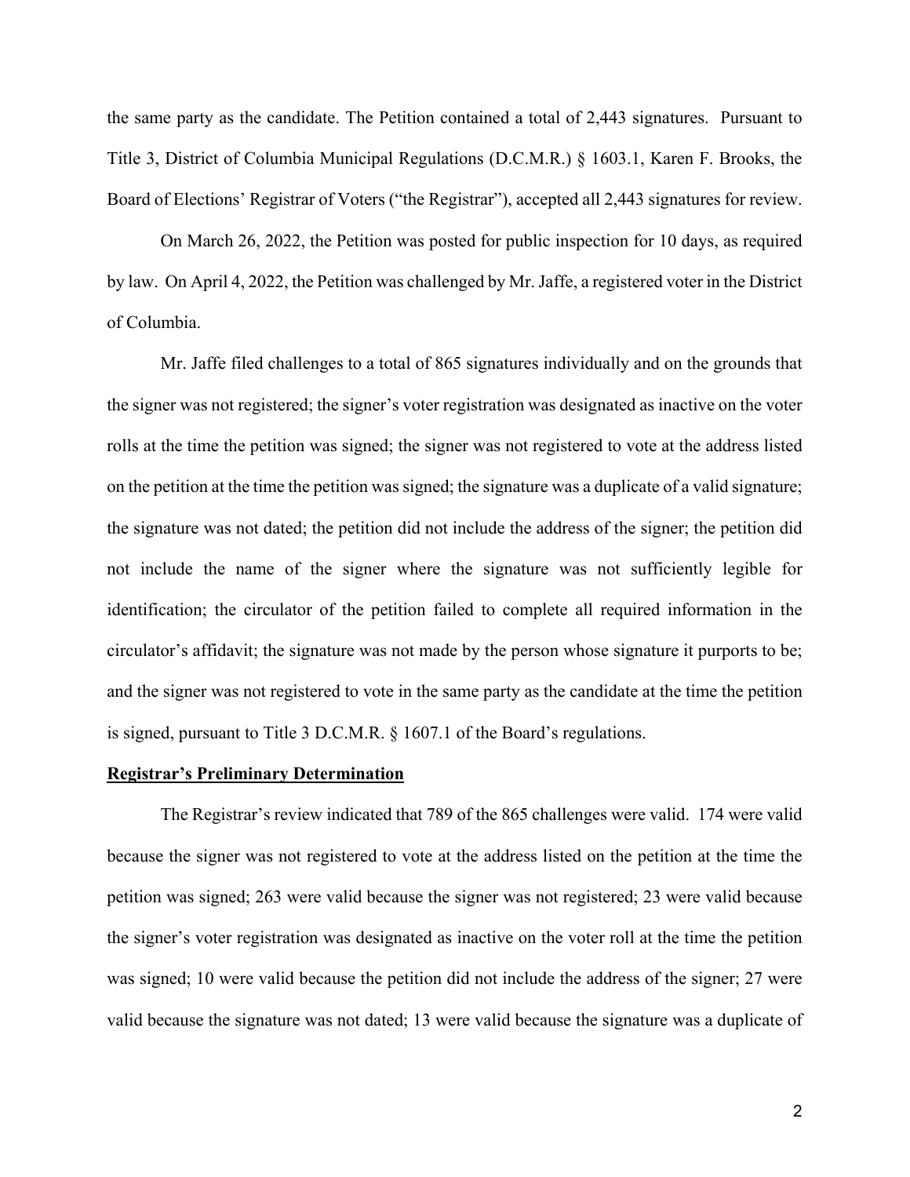the same party as the candidate. The Petition contained a total of 2,443 signatures. Pursuant to Title 3, District of Columbia Municipal Regulations (D.C.M.R.) § 1603.1, Karen F. Brooks, the Board of Elections' Registrar of Voters ("the Registrar"), accepted all 2,443 signatures for review.

On March 26, 2022, the Petition was posted for public inspection for 10 days, as required by law. On April 4, 2022, the Petition was challenged by Mr. Jaffe, a registered voter in the District of Columbia.

Mr. Jaffe filed challenges to a total of 865 signatures individually and on the grounds that the signer was not registered; the signer's voter registration was designated as inactive on the voter rolls at the time the petition was signed; the signer was not registered to vote at the address listed on the petition at the time the petition was signed; the signature was a duplicate of a valid signature; the signature was not dated; the petition did not include the address of the signer; the petition did not include the name of the signer where the signature was not sufficiently legible for identification; the circulator of the petition failed to complete all required information in the circulator's affidavit; the signature was not made by the person whose signature it purports to be; and the signer was not registered to vote in the same party as the candidate at the time the petition is signed, pursuant to Title 3 D.C.M.R. § 1607.1 of the Board's regulations.

**<u>Registrar's Preliminary Determination</u>**

The Registrar's review indicated that 789 of the 865 challenges were valid. 174 were valid because the signer was not registered to vote at the address listed on the petition at the time the petition was signed; 263 were valid because the signer was not registered; 23 were valid because the signer's voter registration was designated as inactive on the voter roll at the time the petition was signed; 10 were valid because the petition did not include the address of the signer; 27 were valid because the signature was not dated; 13 were valid because the signature was a duplicate of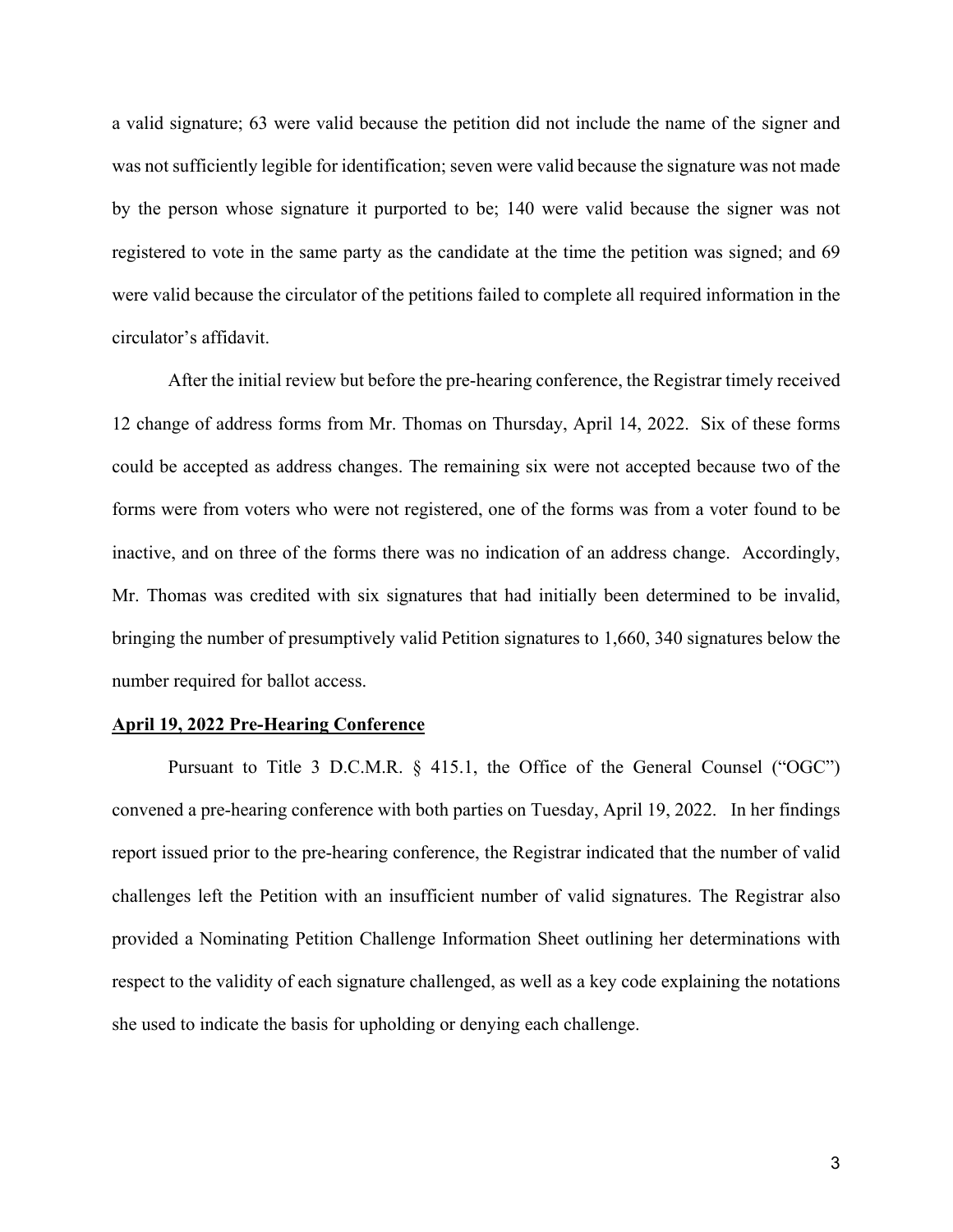a valid signature; 63 were valid because the petition did not include the name of the signer and was not sufficiently legible for identification; seven were valid because the signature was not made by the person whose signature it purported to be; 140 were valid because the signer was not registered to vote in the same party as the candidate at the time the petition was signed; and 69 were valid because the circulator of the petitions failed to complete all required information in the circulator's affidavit.

After the initial review but before the pre-hearing conference, the Registrar timely received 12 change of address forms from Mr. Thomas on Thursday, April 14, 2022. Six of these forms could be accepted as address changes. The remaining six were not accepted because two of the forms were from voters who were not registered, one of the forms was from a voter found to be inactive, and on three of the forms there was no indication of an address change. Accordingly, Mr. Thomas was credited with six signatures that had initially been determined to be invalid, bringing the number of presumptively valid Petition signatures to 1,660, 340 signatures below the number required for ballot access.

**April 19, 2022 Pre-Hearing Conference**

Pursuant to Title 3 D.C.M.R. § 415.1, the Office of the General Counsel ("OGC") convened a pre-hearing conference with both parties on Tuesday, April 19, 2022. In her findings report issued prior to the pre-hearing conference, the Registrar indicated that the number of valid challenges left the Petition with an insufficient number of valid signatures. The Registrar also provided a Nominating Petition Challenge Information Sheet outlining her determinations with respect to the validity of each signature challenged, as well as a key code explaining the notations she used to indicate the basis for upholding or denying each challenge.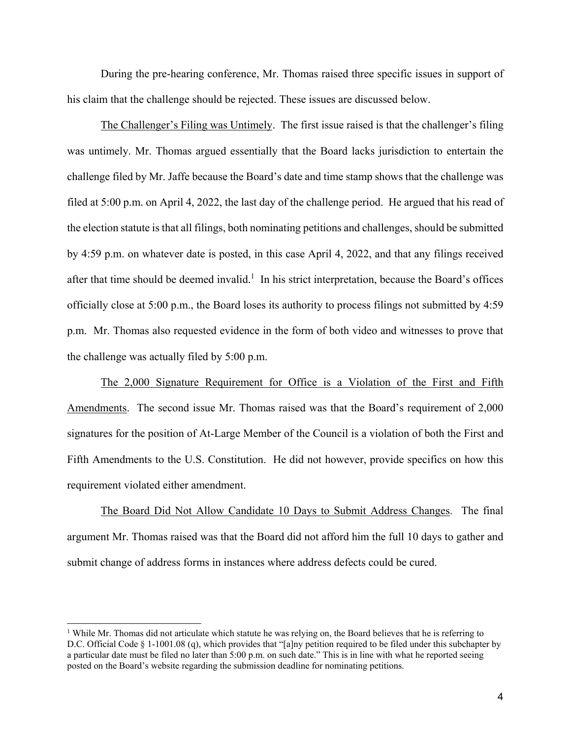During the pre-hearing conference, Mr. Thomas raised three specific issues in support of his claim that the challenge should be rejected. These issues are discussed below.

<u>The Challenger's Filing was Untimely</u>. The first issue raised is that the challenger's filing was untimely. Mr. Thomas argued essentially that the Board lacks jurisdiction to entertain the challenge filed by Mr. Jaffe because the Board's date and time stamp shows that the challenge was filed at 5:00 p.m. on April 4, 2022, the last day of the challenge period. He argued that his read of the election statute is that all filings, both nominating petitions and challenges, should be submitted by 4:59 p.m. on whatever date is posted, in this case April 4, 2022, and that any filings received after that time should be deemed invalid.[1] In his strict interpretation, because the Board's offices officially close at 5:00 p.m., the Board loses its authority to process filings not submitted by 4:59 p.m. Mr. Thomas also requested evidence in the form of both video and witnesses to prove that the challenge was actually filed by 5:00 p.m.

<u>The 2,000 Signature Requirement for Office is a Violation of the First and Fifth Amendments</u>. The second issue Mr. Thomas raised was that the Board's requirement of 2,000 signatures for the position of At-Large Member of the Council is a violation of both the First and Fifth Amendments to the U.S. Constitution. He did not however, provide specifics on how this requirement violated either amendment.

<u>The Board Did Not Allow Candidate 10 Days to Submit Address Changes</u>. The final argument Mr. Thomas raised was that the Board did not afford him the full 10 days to gather and submit change of address forms in instances where address defects could be cured.

---

[1] While Mr. Thomas did not articulate which statute he was relying on, the Board believes that he is referring to D.C. Official Code § 1-1001.08 (q), which provides that "[a]ny petition required to be filed under this subchapter by a particular date must be filed no later than 5:00 p.m. on such date." This is in line with what he reported seeing posted on the Board's website regarding the submission deadline for nominating petitions.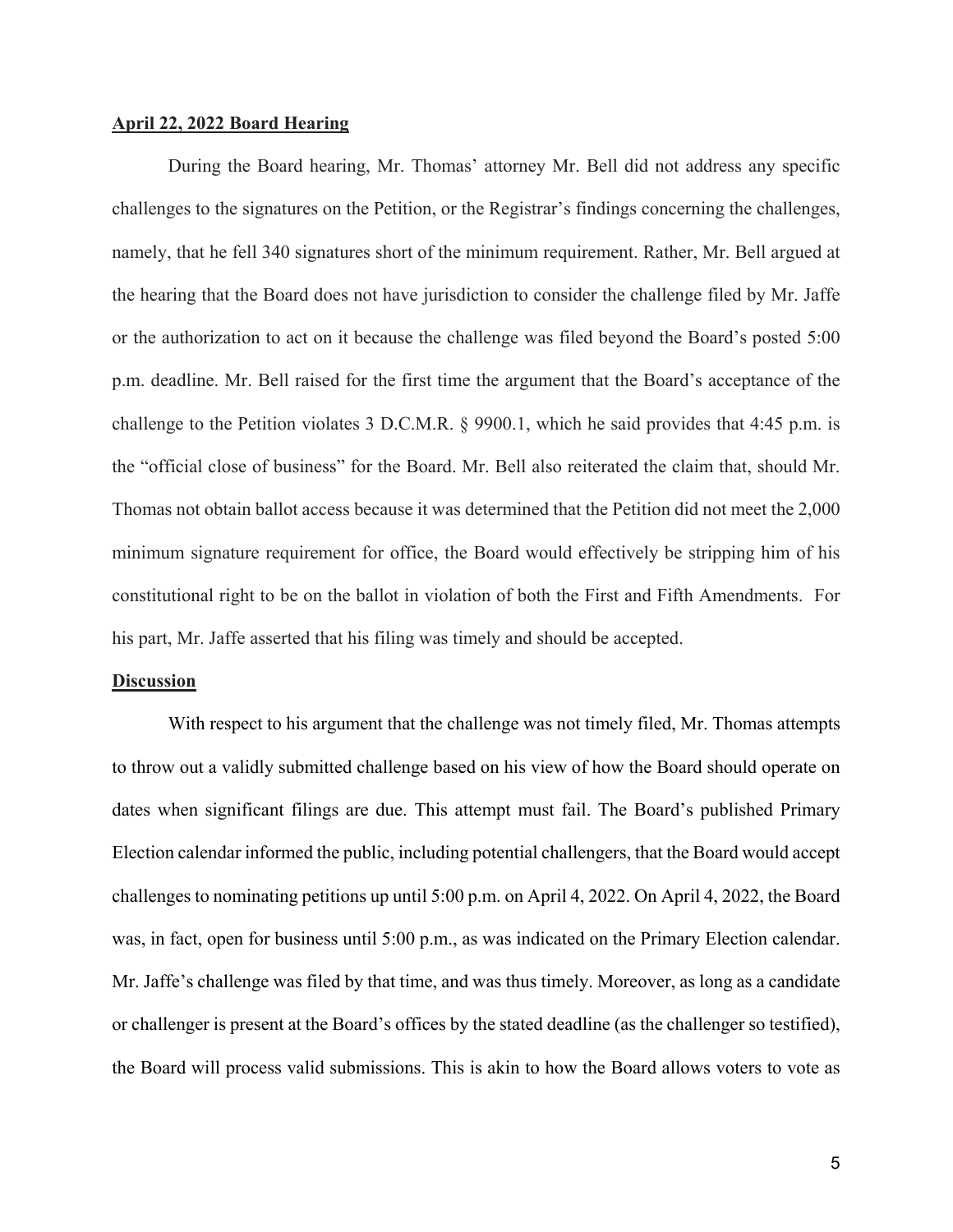**April 22, 2022 Board Hearing**

During the Board hearing, Mr. Thomas' attorney Mr. Bell did not address any specific challenges to the signatures on the Petition, or the Registrar's findings concerning the challenges, namely, that he fell 340 signatures short of the minimum requirement. Rather, Mr. Bell argued at the hearing that the Board does not have jurisdiction to consider the challenge filed by Mr. Jaffe or the authorization to act on it because the challenge was filed beyond the Board's posted 5:00 p.m. deadline. Mr. Bell raised for the first time the argument that the Board's acceptance of the challenge to the Petition violates 3 D.C.M.R. § 9900.1, which he said provides that 4:45 p.m. is the "official close of business" for the Board. Mr. Bell also reiterated the claim that, should Mr. Thomas not obtain ballot access because it was determined that the Petition did not meet the 2,000 minimum signature requirement for office, the Board would effectively be stripping him of his constitutional right to be on the ballot in violation of both the First and Fifth Amendments. For his part, Mr. Jaffe asserted that his filing was timely and should be accepted.

**Discussion**

With respect to his argument that the challenge was not timely filed, Mr. Thomas attempts to throw out a validly submitted challenge based on his view of how the Board should operate on dates when significant filings are due. This attempt must fail. The Board's published Primary Election calendar informed the public, including potential challengers, that the Board would accept challenges to nominating petitions up until 5:00 p.m. on April 4, 2022. On April 4, 2022, the Board was, in fact, open for business until 5:00 p.m., as was indicated on the Primary Election calendar. Mr. Jaffe's challenge was filed by that time, and was thus timely. Moreover, as long as a candidate or challenger is present at the Board's offices by the stated deadline (as the challenger so testified), the Board will process valid submissions. This is akin to how the Board allows voters to vote as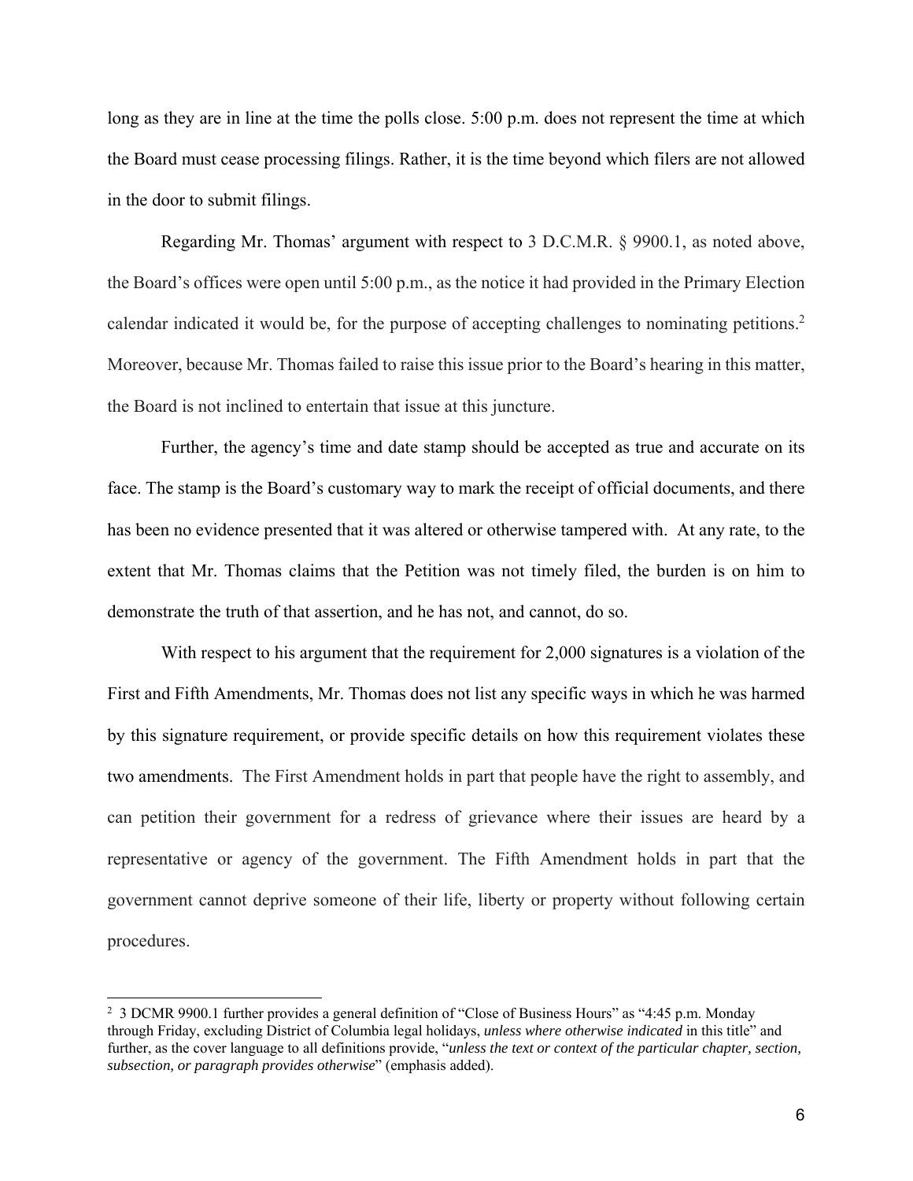long as they are in line at the time the polls close. 5:00 p.m. does not represent the time at which the Board must cease processing filings. Rather, it is the time beyond which filers are not allowed in the door to submit filings.

Regarding Mr. Thomas' argument with respect to 3 D.C.M.R. § 9900.1, as noted above, the Board's offices were open until 5:00 p.m., as the notice it had provided in the Primary Election calendar indicated it would be, for the purpose of accepting challenges to nominating petitions.[2] Moreover, because Mr. Thomas failed to raise this issue prior to the Board's hearing in this matter, the Board is not inclined to entertain that issue at this juncture.

Further, the agency's time and date stamp should be accepted as true and accurate on its face. The stamp is the Board's customary way to mark the receipt of official documents, and there has been no evidence presented that it was altered or otherwise tampered with. At any rate, to the extent that Mr. Thomas claims that the Petition was not timely filed, the burden is on him to demonstrate the truth of that assertion, and he has not, and cannot, do so.

With respect to his argument that the requirement for 2,000 signatures is a violation of the First and Fifth Amendments, Mr. Thomas does not list any specific ways in which he was harmed by this signature requirement, or provide specific details on how this requirement violates these two amendments. The First Amendment holds in part that people have the right to assembly, and can petition their government for a redress of grievance where their issues are heard by a representative or agency of the government. The Fifth Amendment holds in part that the government cannot deprive someone of their life, liberty or property without following certain procedures.

---

[2] 3 DCMR 9900.1 further provides a general definition of "Close of Business Hours" as "4:45 p.m. Monday through Friday, excluding District of Columbia legal holidays, *unless where otherwise indicated* in this title" and further, as the cover language to all definitions provide, "*unless the text or context of the particular chapter, section, subsection, or paragraph provides otherwise*" (emphasis added).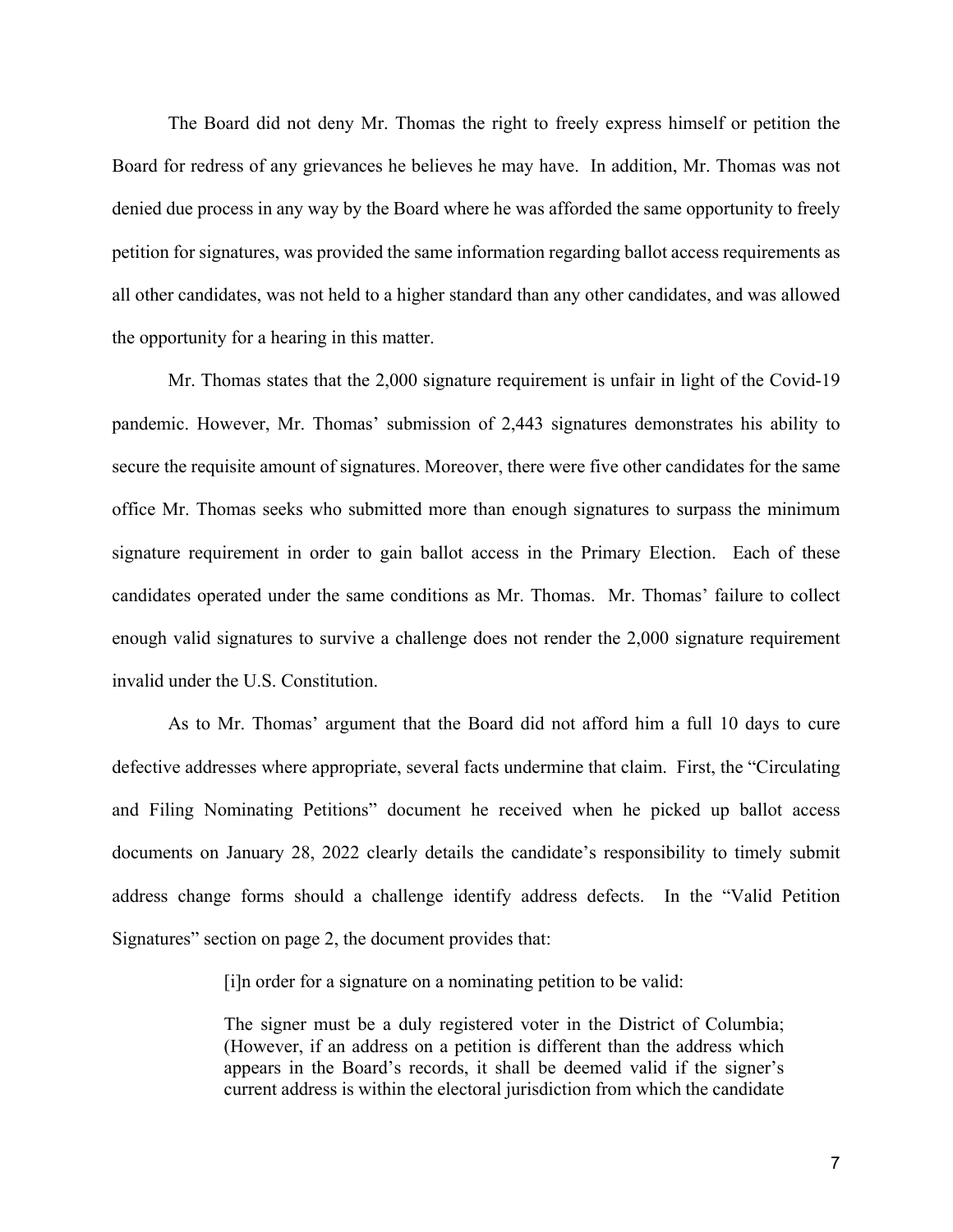The Board did not deny Mr. Thomas the right to freely express himself or petition the Board for redress of any grievances he believes he may have. In addition, Mr. Thomas was not denied due process in any way by the Board where he was afforded the same opportunity to freely petition for signatures, was provided the same information regarding ballot access requirements as all other candidates, was not held to a higher standard than any other candidates, and was allowed the opportunity for a hearing in this matter.

Mr. Thomas states that the 2,000 signature requirement is unfair in light of the Covid-19 pandemic. However, Mr. Thomas' submission of 2,443 signatures demonstrates his ability to secure the requisite amount of signatures. Moreover, there were five other candidates for the same office Mr. Thomas seeks who submitted more than enough signatures to surpass the minimum signature requirement in order to gain ballot access in the Primary Election. Each of these candidates operated under the same conditions as Mr. Thomas. Mr. Thomas' failure to collect enough valid signatures to survive a challenge does not render the 2,000 signature requirement invalid under the U.S. Constitution.

As to Mr. Thomas' argument that the Board did not afford him a full 10 days to cure defective addresses where appropriate, several facts undermine that claim. First, the "Circulating and Filing Nominating Petitions" document he received when he picked up ballot access documents on January 28, 2022 clearly details the candidate's responsibility to timely submit address change forms should a challenge identify address defects. In the "Valid Petition Signatures" section on page 2, the document provides that:

> [i]n order for a signature on a nominating petition to be valid:
>
> The signer must be a duly registered voter in the District of Columbia; (However, if an address on a petition is different than the address which appears in the Board's records, it shall be deemed valid if the signer's current address is within the electoral jurisdiction from which the candidate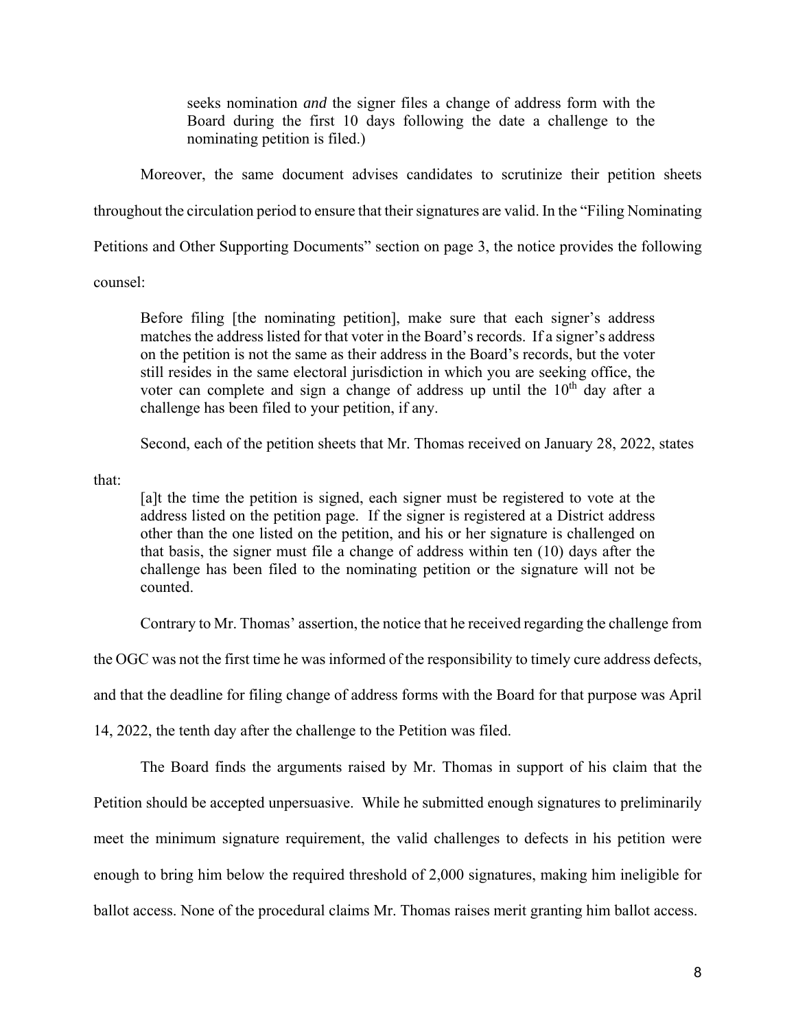> seeks nomination *and* the signer files a change of address form with the Board during the first 10 days following the date a challenge to the nominating petition is filed.)

Moreover, the same document advises candidates to scrutinize their petition sheets throughout the circulation period to ensure that their signatures are valid. In the "Filing Nominating Petitions and Other Supporting Documents" section on page 3, the notice provides the following counsel:

> Before filing [the nominating petition], make sure that each signer's address matches the address listed for that voter in the Board's records. If a signer's address on the petition is not the same as their address in the Board's records, but the voter still resides in the same electoral jurisdiction in which you are seeking office, the voter can complete and sign a change of address up until the 10th day after a challenge has been filed to your petition, if any.

Second, each of the petition sheets that Mr. Thomas received on January 28, 2022, states that:

> [a]t the time the petition is signed, each signer must be registered to vote at the address listed on the petition page. If the signer is registered at a District address other than the one listed on the petition, and his or her signature is challenged on that basis, the signer must file a change of address within ten (10) days after the challenge has been filed to the nominating petition or the signature will not be counted.

Contrary to Mr. Thomas' assertion, the notice that he received regarding the challenge from the OGC was not the first time he was informed of the responsibility to timely cure address defects, and that the deadline for filing change of address forms with the Board for that purpose was April 14, 2022, the tenth day after the challenge to the Petition was filed.

The Board finds the arguments raised by Mr. Thomas in support of his claim that the Petition should be accepted unpersuasive. While he submitted enough signatures to preliminarily meet the minimum signature requirement, the valid challenges to defects in his petition were enough to bring him below the required threshold of 2,000 signatures, making him ineligible for ballot access. None of the procedural claims Mr. Thomas raises merit granting him ballot access.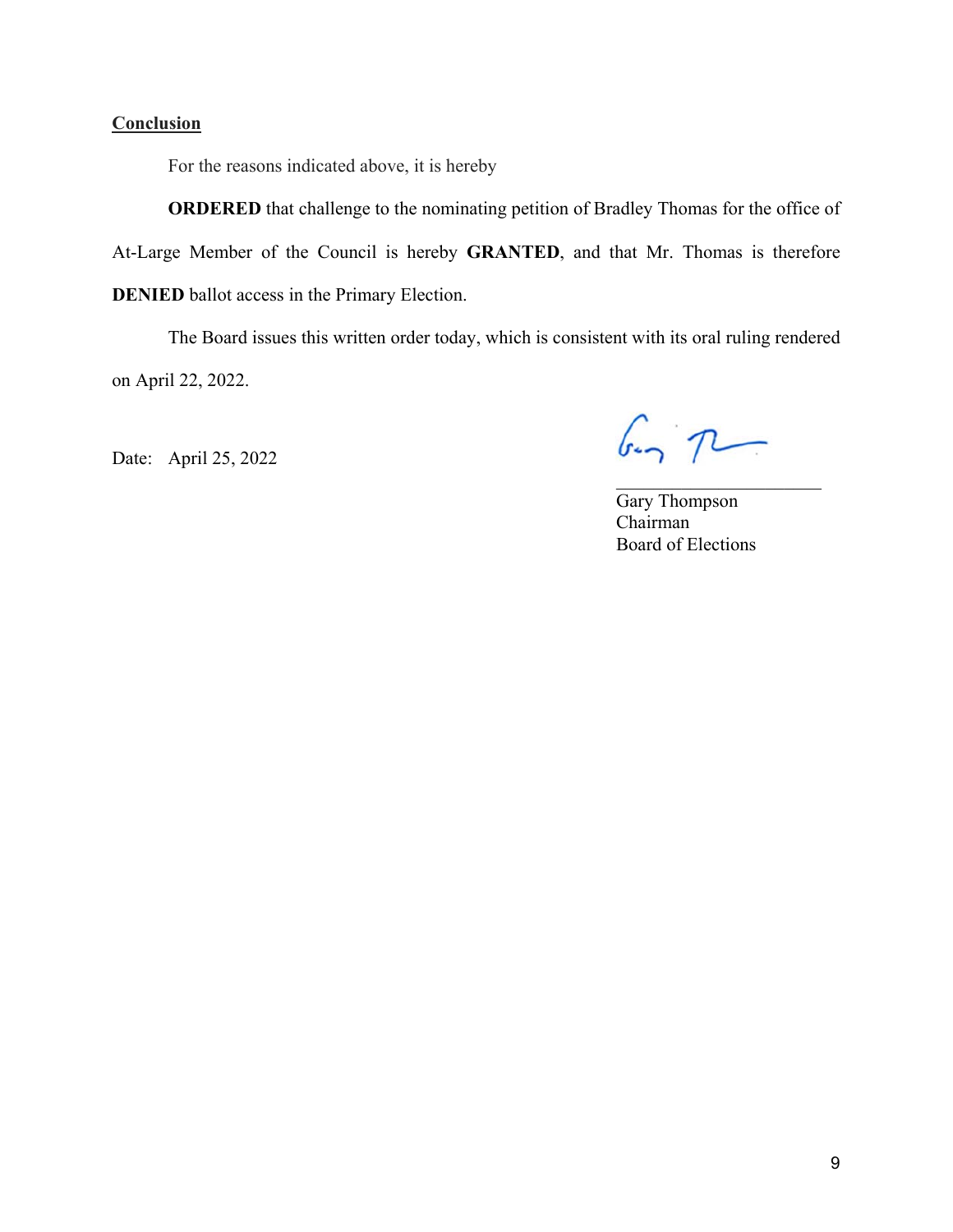**Conclusion**

For the reasons indicated above, it is hereby

**ORDERED** that challenge to the nominating petition of Bradley Thomas for the office of At-Large Member of the Council is hereby **GRANTED**, and that Mr. Thomas is therefore **DENIED** ballot access in the Primary Election.

The Board issues this written order today, which is consistent with its oral ruling rendered on April 22, 2022.

Date: April 25, 2022

\_\_\_\_\_\_\_\_\_\_\_\_\_\_\_\_\_\_\_\_\_\_\_\_

Gary Thompson
Chairman
Board of Elections